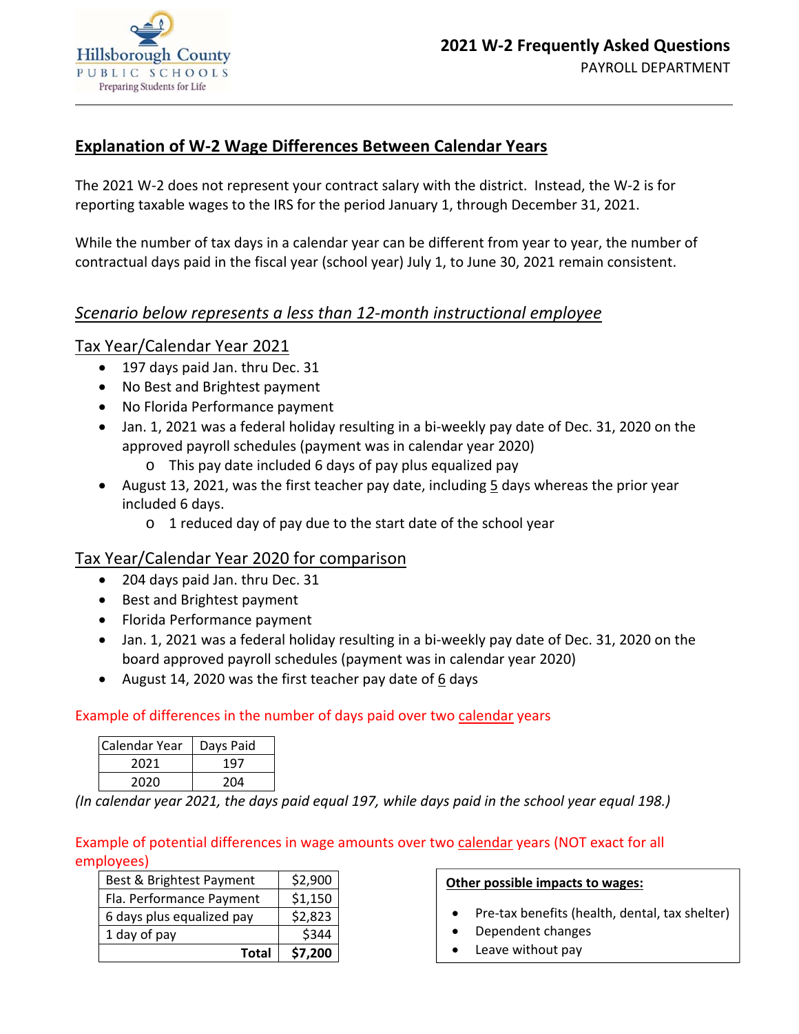Hillsborough County
PUBLIC SCHOOLS
Preparing Students for Life

# 2021 W-2 Frequently Asked Questions

PAYROLL DEPARTMENT

## Explanation of W-2 Wage Differences Between Calendar Years

The 2021 W-2 does not represent your contract salary with the district. Instead, the W-2 is for reporting taxable wages to the IRS for the period January 1, through December 31, 2021.

While the number of tax days in a calendar year can be different from year to year, the number of contractual days paid in the fiscal year (school year) July 1, to June 30, 2021 remain consistent.

### *Scenario below represents a less than 12-month instructional employee*

### Tax Year/Calendar Year 2021

- 197 days paid Jan. thru Dec. 31
- No Best and Brightest payment
- No Florida Performance payment
- Jan. 1, 2021 was a federal holiday resulting in a bi-weekly pay date of Dec. 31, 2020 on the approved payroll schedules (payment was in calendar year 2020)
  - This pay date included 6 days of pay plus equalized pay
- August 13, 2021, was the first teacher pay date, including 5 days whereas the prior year included 6 days.
  - 1 reduced day of pay due to the start date of the school year

### Tax Year/Calendar Year 2020 for comparison

- 204 days paid Jan. thru Dec. 31
- Best and Brightest payment
- Florida Performance payment
- Jan. 1, 2021 was a federal holiday resulting in a bi-weekly pay date of Dec. 31, 2020 on the board approved payroll schedules (payment was in calendar year 2020)
- August 14, 2020 was the first teacher pay date of 6 days

Example of differences in the number of days paid over two calendar years

| Calendar Year | Days Paid |
|---|---|
| 2021 | 197 |
| 2020 | 204 |

*(In calendar year 2021, the days paid equal 197, while days paid in the school year equal 198.)*

Example of potential differences in wage amounts over two calendar years (NOT exact for all employees)

| | |
|---|---|
| Best & Brightest Payment | $2,900 |
| Fla. Performance Payment | $1,150 |
| 6 days plus equalized pay | $2,823 |
| 1 day of pay | $344 |
| **Total** | **$7,200** |

**Other possible impacts to wages:**

- Pre-tax benefits (health, dental, tax shelter)
- Dependent changes
- Leave without pay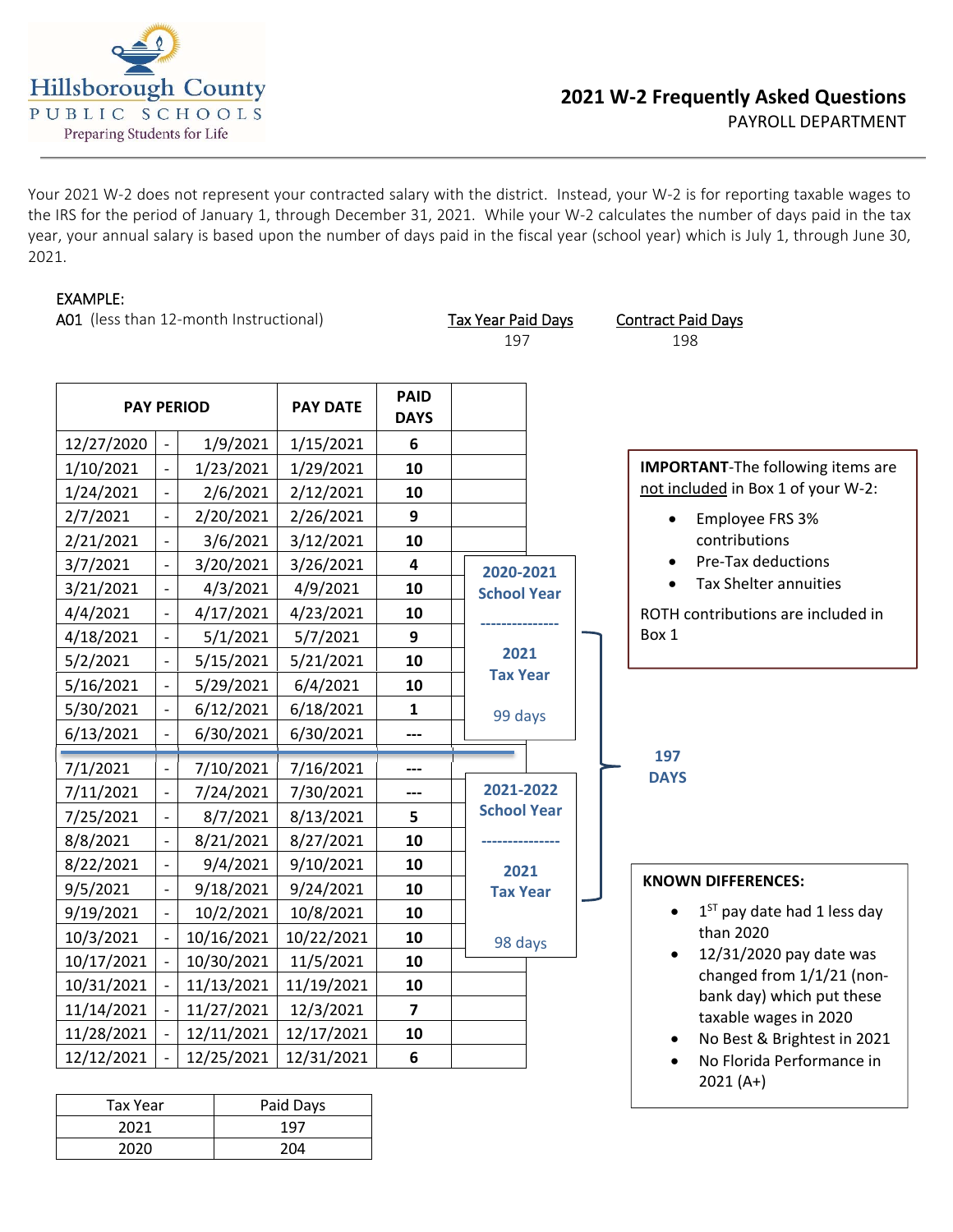Hillsborough County PUBLIC SCHOOLS Preparing Students for Life

# 2021 W-2 Frequently Asked Questions

PAYROLL DEPARTMENT

Your 2021 W-2 does not represent your contracted salary with the district. Instead, your W-2 is for reporting taxable wages to the IRS for the period of January 1, through December 31, 2021. While your W-2 calculates the number of days paid in the tax year, your annual salary is based upon the number of days paid in the fiscal year (school year) which is July 1, through June 30, 2021.

EXAMPLE:

| | Tax Year Paid Days | Contract Paid Days |
|---|---|---|
| A01 (less than 12-month Instructional) | 197 | 198 |

| PAY PERIOD | | | PAY DATE | PAID DAYS | |
|---|---|---|---|---|---|
| 12/27/2020 | - | 1/9/2021 | 1/15/2021 | 6 | |
| 1/10/2021 | - | 1/23/2021 | 1/29/2021 | 10 | |
| 1/24/2021 | - | 2/6/2021 | 2/12/2021 | 10 | |
| 2/7/2021 | - | 2/20/2021 | 2/26/2021 | 9 | |
| 2/21/2021 | - | 3/6/2021 | 3/12/2021 | 10 | |
| 3/7/2021 | - | 3/20/2021 | 3/26/2021 | 4 | |
| 3/21/2021 | - | 4/3/2021 | 4/9/2021 | 10 | |
| 4/4/2021 | - | 4/17/2021 | 4/23/2021 | 10 | |
| 4/18/2021 | - | 5/1/2021 | 5/7/2021 | 9 | |
| 5/2/2021 | - | 5/15/2021 | 5/21/2021 | 10 | |
| 5/16/2021 | - | 5/29/2021 | 6/4/2021 | 10 | |
| 5/30/2021 | - | 6/12/2021 | 6/18/2021 | 1 | |
| 6/13/2021 | - | 6/30/2021 | 6/30/2021 | --- | |
| 7/1/2021 | - | 7/10/2021 | 7/16/2021 | --- | |
| 7/11/2021 | - | 7/24/2021 | 7/30/2021 | --- | |
| 7/25/2021 | - | 8/7/2021 | 8/13/2021 | 5 | |
| 8/8/2021 | - | 8/21/2021 | 8/27/2021 | 10 | |
| 8/22/2021 | - | 9/4/2021 | 9/10/2021 | 10 | |
| 9/5/2021 | - | 9/18/2021 | 9/24/2021 | 10 | |
| 9/19/2021 | - | 10/2/2021 | 10/8/2021 | 10 | |
| 10/3/2021 | - | 10/16/2021 | 10/22/2021 | 10 | |
| 10/17/2021 | - | 10/30/2021 | 11/5/2021 | 10 | |
| 10/31/2021 | - | 11/13/2021 | 11/19/2021 | 10 | |
| 11/14/2021 | - | 11/27/2021 | 12/3/2021 | 7 | |
| 11/28/2021 | - | 12/11/2021 | 12/17/2021 | 10 | |
| 12/12/2021 | - | 12/25/2021 | 12/31/2021 | 6 | |

**2020-2021 School Year**
---------------
**2021 Tax Year**

99 days

**2021-2022 School Year**
---------------
**2021 Tax Year**

98 days

**197 DAYS**

| Tax Year | Paid Days |
|---|---|
| 2021 | 197 |
| 2020 | 204 |

**IMPORTANT**-The following items are not included in Box 1 of your W-2:

- Employee FRS 3% contributions
- Pre-Tax deductions
- Tax Shelter annuities

ROTH contributions are included in Box 1

**KNOWN DIFFERENCES:**

- 1ST pay date had 1 less day than 2020
- 12/31/2020 pay date was changed from 1/1/21 (non-bank day) which put these taxable wages in 2020
- No Best & Brightest in 2021
- No Florida Performance in 2021 (A+)